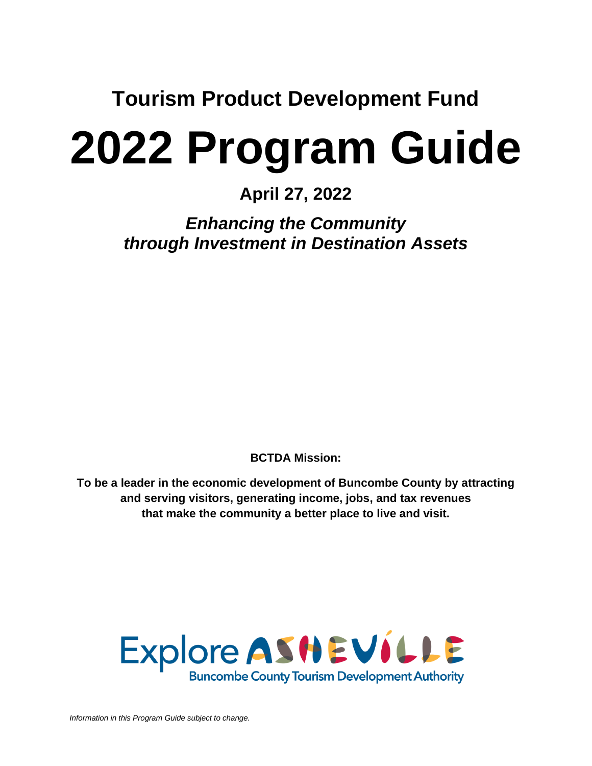## Tourism Product Development Fund

# 2022 Program Guide

### April 27, 2022

***Enhancing the Community***
***through Investment in Destination Assets***

**BCTDA Mission:**

**To be a leader in the economic development of Buncombe County by attracting and serving visitors, generating income, jobs, and tax revenues that make the community a better place to live and visit.**

Explore ASHEVILLE
Buncombe County Tourism Development Authority

*Information in this Program Guide subject to change.*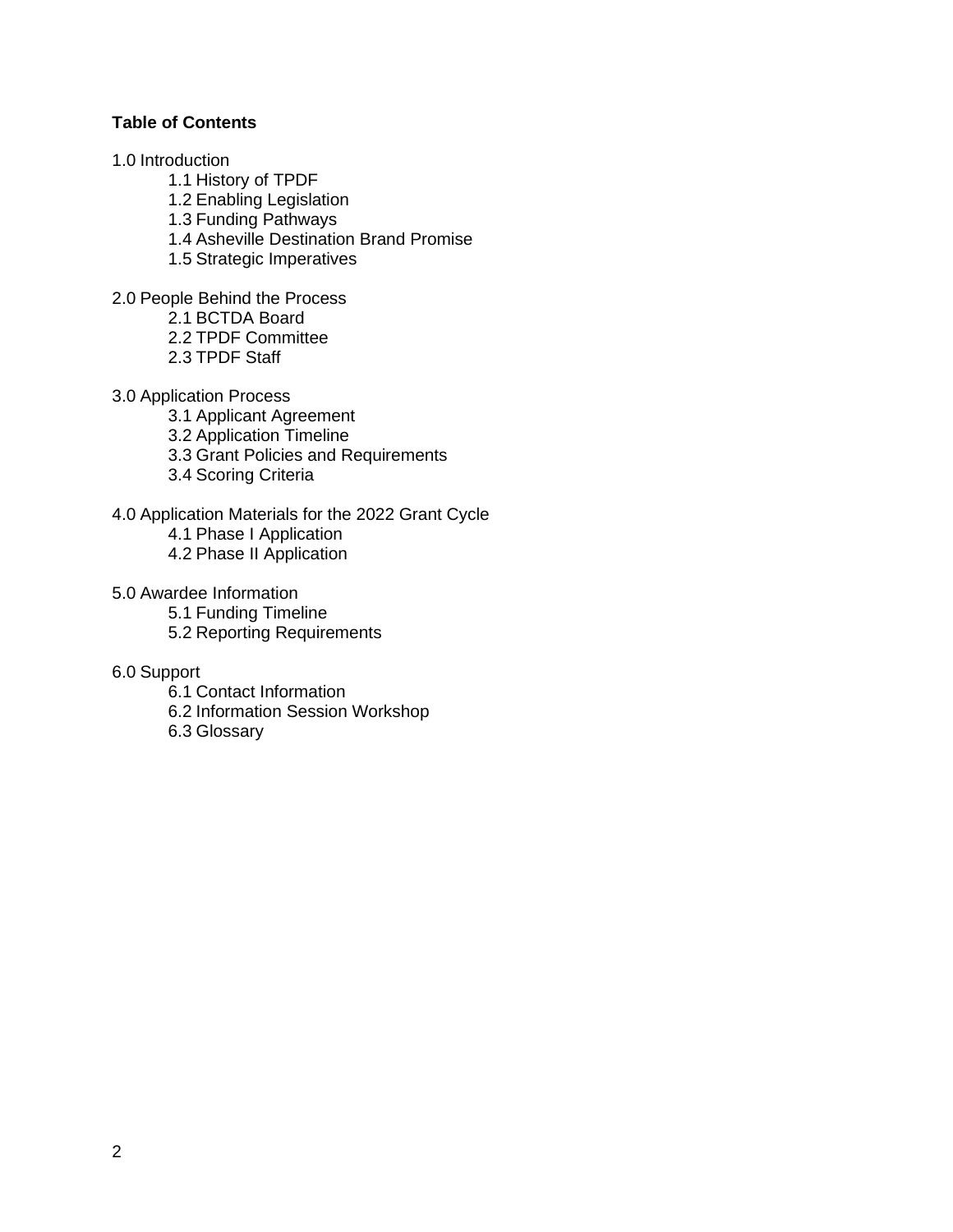**Table of Contents**

1.0 Introduction
- 1.1 History of TPDF
- 1.2 Enabling Legislation
- 1.3 Funding Pathways
- 1.4 Asheville Destination Brand Promise
- 1.5 Strategic Imperatives

2.0 People Behind the Process
- 2.1 BCTDA Board
- 2.2 TPDF Committee
- 2.3 TPDF Staff

3.0 Application Process
- 3.1 Applicant Agreement
- 3.2 Application Timeline
- 3.3 Grant Policies and Requirements
- 3.4 Scoring Criteria

4.0 Application Materials for the 2022 Grant Cycle
- 4.1 Phase I Application
- 4.2 Phase II Application

5.0 Awardee Information
- 5.1 Funding Timeline
- 5.2 Reporting Requirements

6.0 Support
- 6.1 Contact Information
- 6.2 Information Session Workshop
- 6.3 Glossary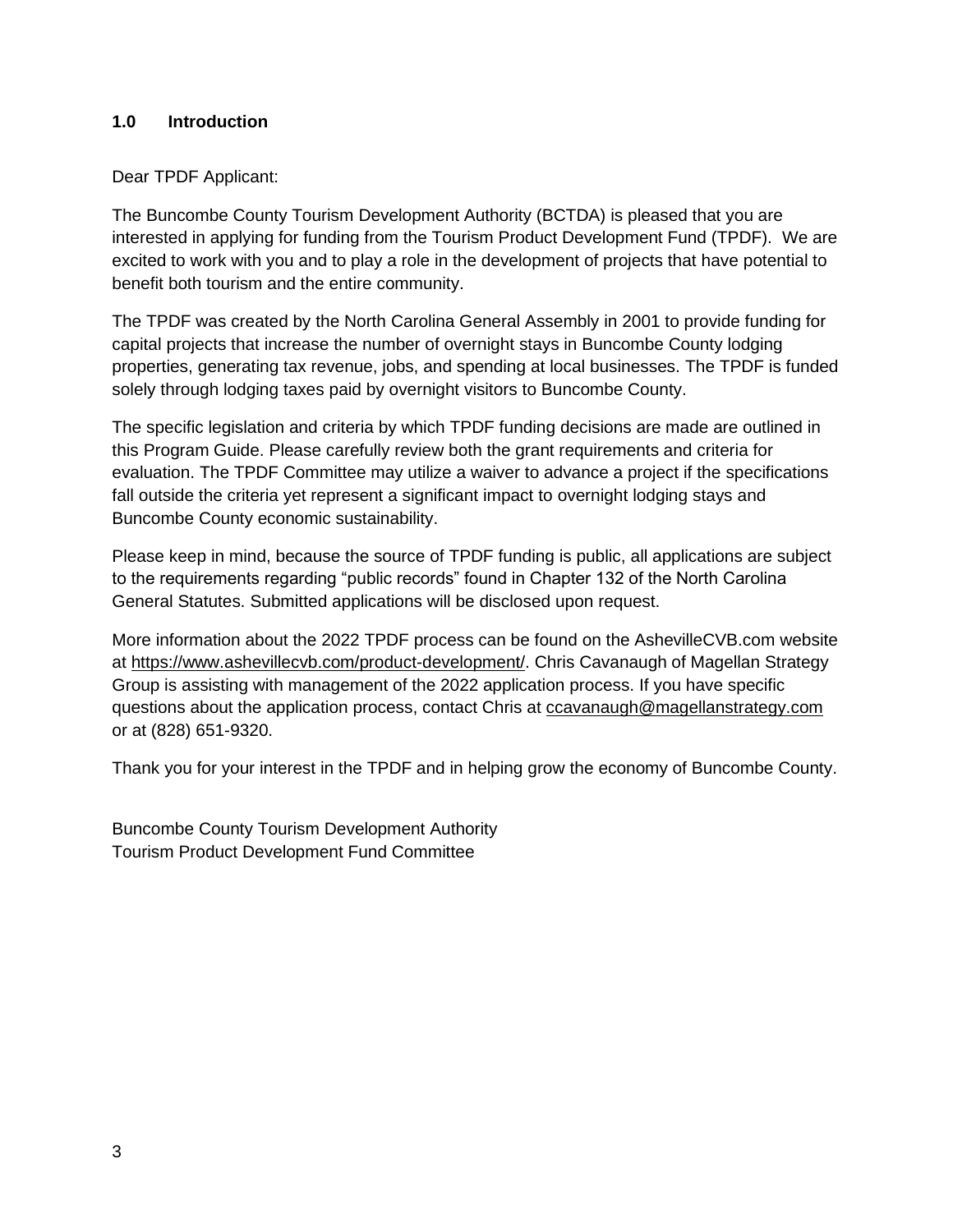## 1.0 Introduction

Dear TPDF Applicant:

The Buncombe County Tourism Development Authority (BCTDA) is pleased that you are interested in applying for funding from the Tourism Product Development Fund (TPDF). We are excited to work with you and to play a role in the development of projects that have potential to benefit both tourism and the entire community.

The TPDF was created by the North Carolina General Assembly in 2001 to provide funding for capital projects that increase the number of overnight stays in Buncombe County lodging properties, generating tax revenue, jobs, and spending at local businesses. The TPDF is funded solely through lodging taxes paid by overnight visitors to Buncombe County.

The specific legislation and criteria by which TPDF funding decisions are made are outlined in this Program Guide. Please carefully review both the grant requirements and criteria for evaluation. The TPDF Committee may utilize a waiver to advance a project if the specifications fall outside the criteria yet represent a significant impact to overnight lodging stays and Buncombe County economic sustainability.

Please keep in mind, because the source of TPDF funding is public, all applications are subject to the requirements regarding "public records" found in Chapter 132 of the North Carolina General Statutes. Submitted applications will be disclosed upon request.

More information about the 2022 TPDF process can be found on the AshevilleCVB.com website at https://www.ashevillecvb.com/product-development/. Chris Cavanaugh of Magellan Strategy Group is assisting with management of the 2022 application process. If you have specific questions about the application process, contact Chris at ccavanaugh@magellanstrategy.com or at (828) 651-9320.

Thank you for your interest in the TPDF and in helping grow the economy of Buncombe County.

Buncombe County Tourism Development Authority
Tourism Product Development Fund Committee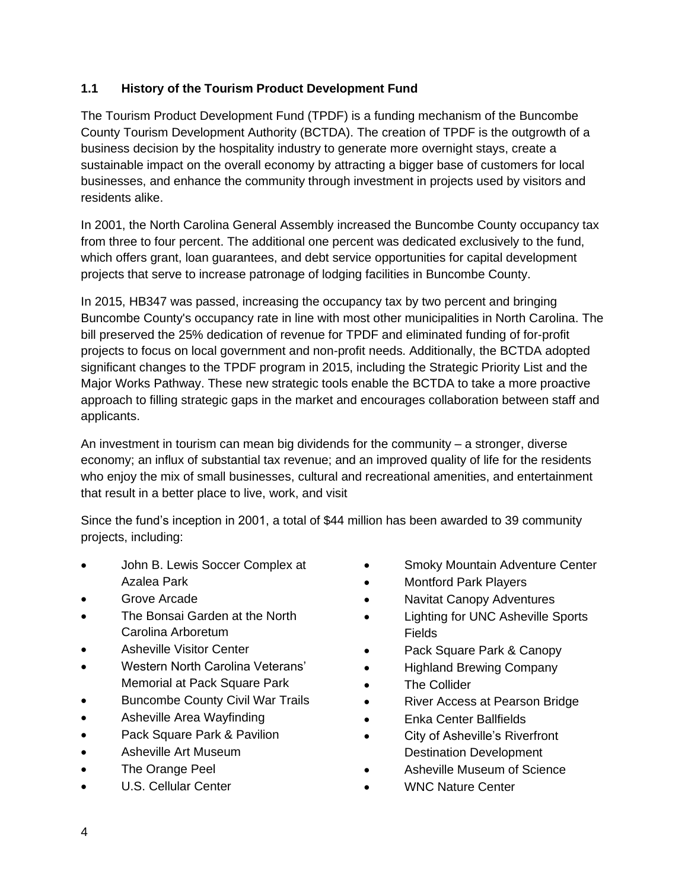## 1.1 History of the Tourism Product Development Fund

The Tourism Product Development Fund (TPDF) is a funding mechanism of the Buncombe County Tourism Development Authority (BCTDA). The creation of TPDF is the outgrowth of a business decision by the hospitality industry to generate more overnight stays, create a sustainable impact on the overall economy by attracting a bigger base of customers for local businesses, and enhance the community through investment in projects used by visitors and residents alike.

In 2001, the North Carolina General Assembly increased the Buncombe County occupancy tax from three to four percent. The additional one percent was dedicated exclusively to the fund, which offers grant, loan guarantees, and debt service opportunities for capital development projects that serve to increase patronage of lodging facilities in Buncombe County.

In 2015, HB347 was passed, increasing the occupancy tax by two percent and bringing Buncombe County's occupancy rate in line with most other municipalities in North Carolina. The bill preserved the 25% dedication of revenue for TPDF and eliminated funding of for-profit projects to focus on local government and non-profit needs. Additionally, the BCTDA adopted significant changes to the TPDF program in 2015, including the Strategic Priority List and the Major Works Pathway. These new strategic tools enable the BCTDA to take a more proactive approach to filling strategic gaps in the market and encourages collaboration between staff and applicants.

An investment in tourism can mean big dividends for the community – a stronger, diverse economy; an influx of substantial tax revenue; and an improved quality of life for the residents who enjoy the mix of small businesses, cultural and recreational amenities, and entertainment that result in a better place to live, work, and visit

Since the fund's inception in 2001, a total of $44 million has been awarded to 39 community projects, including:

- John B. Lewis Soccer Complex at Azalea Park
- Grove Arcade
- The Bonsai Garden at the North Carolina Arboretum
- Asheville Visitor Center
- Western North Carolina Veterans' Memorial at Pack Square Park
- Buncombe County Civil War Trails
- Asheville Area Wayfinding
- Pack Square Park & Pavilion
- Asheville Art Museum
- The Orange Peel
- U.S. Cellular Center
- Smoky Mountain Adventure Center
- Montford Park Players
- Navitat Canopy Adventures
- Lighting for UNC Asheville Sports Fields
- Pack Square Park & Canopy
- Highland Brewing Company
- The Collider
- River Access at Pearson Bridge
- Enka Center Ballfields
- City of Asheville's Riverfront Destination Development
- Asheville Museum of Science
- WNC Nature Center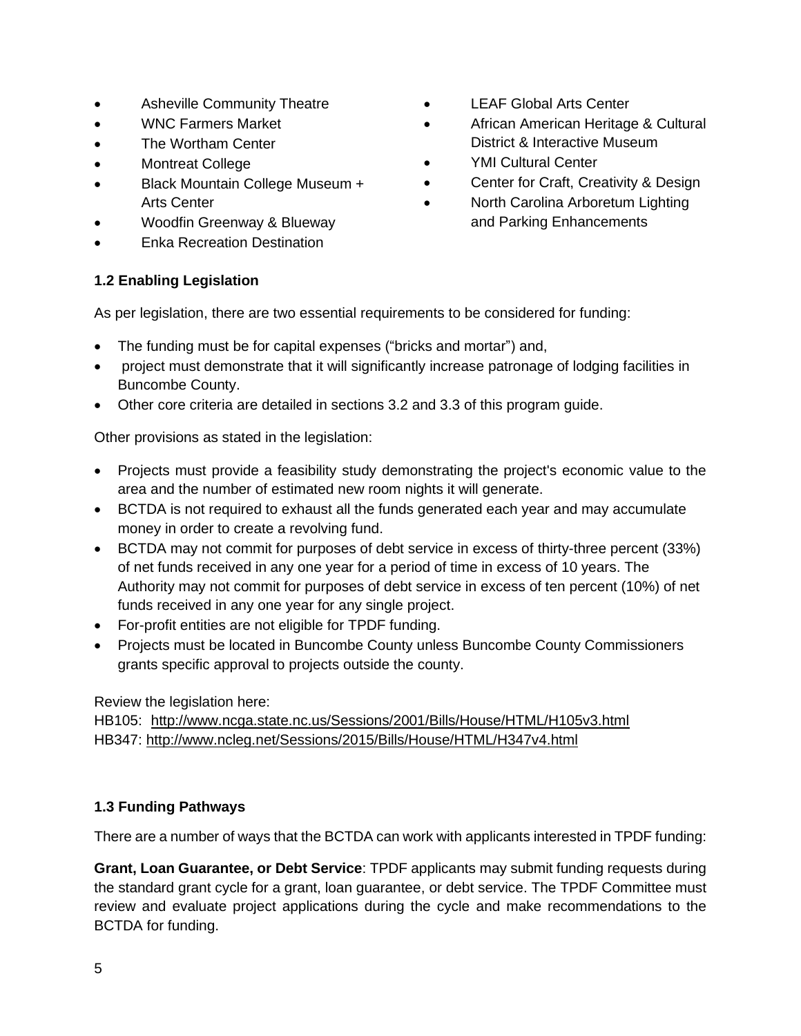- Asheville Community Theatre
- WNC Farmers Market
- The Wortham Center
- Montreat College
- Black Mountain College Museum + Arts Center
- Woodfin Greenway & Blueway
- Enka Recreation Destination
- LEAF Global Arts Center
- African American Heritage & Cultural District & Interactive Museum
- YMI Cultural Center
- Center for Craft, Creativity & Design
- North Carolina Arboretum Lighting and Parking Enhancements

### 1.2 Enabling Legislation

As per legislation, there are two essential requirements to be considered for funding:

- The funding must be for capital expenses ("bricks and mortar") and,
- project must demonstrate that it will significantly increase patronage of lodging facilities in Buncombe County.
- Other core criteria are detailed in sections 3.2 and 3.3 of this program guide.

Other provisions as stated in the legislation:

- Projects must provide a feasibility study demonstrating the project's economic value to the area and the number of estimated new room nights it will generate.
- BCTDA is not required to exhaust all the funds generated each year and may accumulate money in order to create a revolving fund.
- BCTDA may not commit for purposes of debt service in excess of thirty-three percent (33%) of net funds received in any one year for a period of time in excess of 10 years. The Authority may not commit for purposes of debt service in excess of ten percent (10%) of net funds received in any one year for any single project.
- For-profit entities are not eligible for TPDF funding.
- Projects must be located in Buncombe County unless Buncombe County Commissioners grants specific approval to projects outside the county.

Review the legislation here:
HB105: http://www.ncga.state.nc.us/Sessions/2001/Bills/House/HTML/H105v3.html
HB347: http://www.ncleg.net/Sessions/2015/Bills/House/HTML/H347v4.html

### 1.3 Funding Pathways

There are a number of ways that the BCTDA can work with applicants interested in TPDF funding:

**Grant, Loan Guarantee, or Debt Service**: TPDF applicants may submit funding requests during the standard grant cycle for a grant, loan guarantee, or debt service. The TPDF Committee must review and evaluate project applications during the cycle and make recommendations to the BCTDA for funding.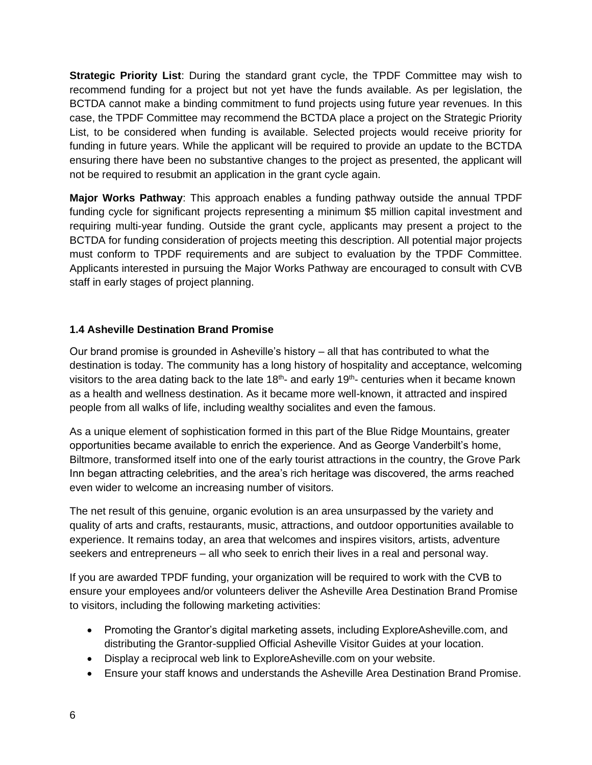**Strategic Priority List**: During the standard grant cycle, the TPDF Committee may wish to recommend funding for a project but not yet have the funds available. As per legislation, the BCTDA cannot make a binding commitment to fund projects using future year revenues. In this case, the TPDF Committee may recommend the BCTDA place a project on the Strategic Priority List, to be considered when funding is available. Selected projects would receive priority for funding in future years. While the applicant will be required to provide an update to the BCTDA ensuring there have been no substantive changes to the project as presented, the applicant will not be required to resubmit an application in the grant cycle again.

**Major Works Pathway**: This approach enables a funding pathway outside the annual TPDF funding cycle for significant projects representing a minimum $5 million capital investment and requiring multi-year funding. Outside the grant cycle, applicants may present a project to the BCTDA for funding consideration of projects meeting this description. All potential major projects must conform to TPDF requirements and are subject to evaluation by the TPDF Committee. Applicants interested in pursuing the Major Works Pathway are encouraged to consult with CVB staff in early stages of project planning.

### 1.4 Asheville Destination Brand Promise

Our brand promise is grounded in Asheville's history – all that has contributed to what the destination is today. The community has a long history of hospitality and acceptance, welcoming visitors to the area dating back to the late 18th- and early 19th- centuries when it became known as a health and wellness destination. As it became more well-known, it attracted and inspired people from all walks of life, including wealthy socialites and even the famous.

As a unique element of sophistication formed in this part of the Blue Ridge Mountains, greater opportunities became available to enrich the experience. And as George Vanderbilt's home, Biltmore, transformed itself into one of the early tourist attractions in the country, the Grove Park Inn began attracting celebrities, and the area's rich heritage was discovered, the arms reached even wider to welcome an increasing number of visitors.

The net result of this genuine, organic evolution is an area unsurpassed by the variety and quality of arts and crafts, restaurants, music, attractions, and outdoor opportunities available to experience. It remains today, an area that welcomes and inspires visitors, artists, adventure seekers and entrepreneurs – all who seek to enrich their lives in a real and personal way.

If you are awarded TPDF funding, your organization will be required to work with the CVB to ensure your employees and/or volunteers deliver the Asheville Area Destination Brand Promise to visitors, including the following marketing activities:

- Promoting the Grantor's digital marketing assets, including ExploreAsheville.com, and distributing the Grantor-supplied Official Asheville Visitor Guides at your location.
- Display a reciprocal web link to ExploreAsheville.com on your website.
- Ensure your staff knows and understands the Asheville Area Destination Brand Promise.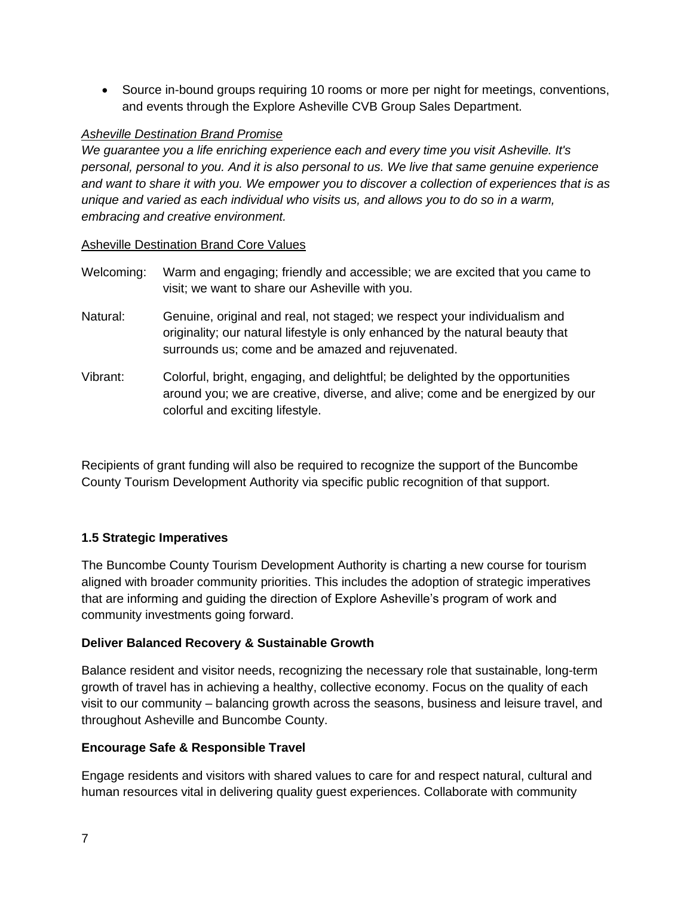- Source in-bound groups requiring 10 rooms or more per night for meetings, conventions, and events through the Explore Asheville CVB Group Sales Department.

*Asheville Destination Brand Promise*

*We guarantee you a life enriching experience each and every time you visit Asheville. It's personal, personal to you. And it is also personal to us. We live that same genuine experience and want to share it with you. We empower you to discover a collection of experiences that is as unique and varied as each individual who visits us, and allows you to do so in a warm, embracing and creative environment.*

Asheville Destination Brand Core Values

Welcoming: Warm and engaging; friendly and accessible; we are excited that you came to visit; we want to share our Asheville with you.

Natural: Genuine, original and real, not staged; we respect your individualism and originality; our natural lifestyle is only enhanced by the natural beauty that surrounds us; come and be amazed and rejuvenated.

Vibrant: Colorful, bright, engaging, and delightful; be delighted by the opportunities around you; we are creative, diverse, and alive; come and be energized by our colorful and exciting lifestyle.

Recipients of grant funding will also be required to recognize the support of the Buncombe County Tourism Development Authority via specific public recognition of that support.

### 1.5 Strategic Imperatives

The Buncombe County Tourism Development Authority is charting a new course for tourism aligned with broader community priorities. This includes the adoption of strategic imperatives that are informing and guiding the direction of Explore Asheville's program of work and community investments going forward.

**Deliver Balanced Recovery & Sustainable Growth**

Balance resident and visitor needs, recognizing the necessary role that sustainable, long-term growth of travel has in achieving a healthy, collective economy. Focus on the quality of each visit to our community – balancing growth across the seasons, business and leisure travel, and throughout Asheville and Buncombe County.

**Encourage Safe & Responsible Travel**

Engage residents and visitors with shared values to care for and respect natural, cultural and human resources vital in delivering quality guest experiences. Collaborate with community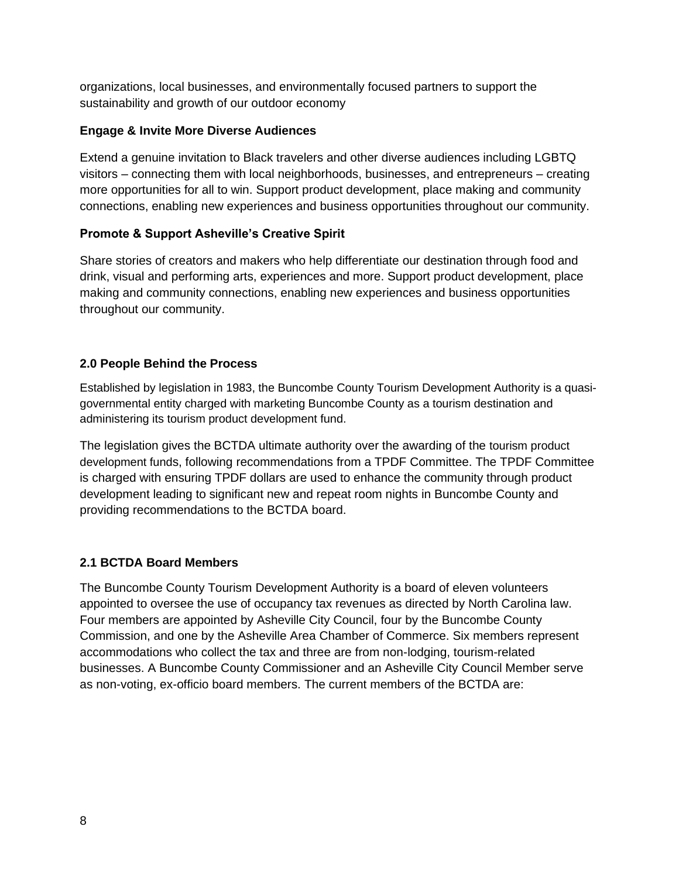organizations, local businesses, and environmentally focused partners to support the sustainability and growth of our outdoor economy

**Engage & Invite More Diverse Audiences**

Extend a genuine invitation to Black travelers and other diverse audiences including LGBTQ visitors – connecting them with local neighborhoods, businesses, and entrepreneurs – creating more opportunities for all to win. Support product development, place making and community connections, enabling new experiences and business opportunities throughout our community.

**Promote & Support Asheville's Creative Spirit**

Share stories of creators and makers who help differentiate our destination through food and drink, visual and performing arts, experiences and more. Support product development, place making and community connections, enabling new experiences and business opportunities throughout our community.

## 2.0 People Behind the Process

Established by legislation in 1983, the Buncombe County Tourism Development Authority is a quasi-governmental entity charged with marketing Buncombe County as a tourism destination and administering its tourism product development fund.

The legislation gives the BCTDA ultimate authority over the awarding of the tourism product development funds, following recommendations from a TPDF Committee. The TPDF Committee is charged with ensuring TPDF dollars are used to enhance the community through product development leading to significant new and repeat room nights in Buncombe County and providing recommendations to the BCTDA board.

## 2.1 BCTDA Board Members

The Buncombe County Tourism Development Authority is a board of eleven volunteers appointed to oversee the use of occupancy tax revenues as directed by North Carolina law. Four members are appointed by Asheville City Council, four by the Buncombe County Commission, and one by the Asheville Area Chamber of Commerce. Six members represent accommodations who collect the tax and three are from non-lodging, tourism-related businesses. A Buncombe County Commissioner and an Asheville City Council Member serve as non-voting, ex-officio board members. The current members of the BCTDA are: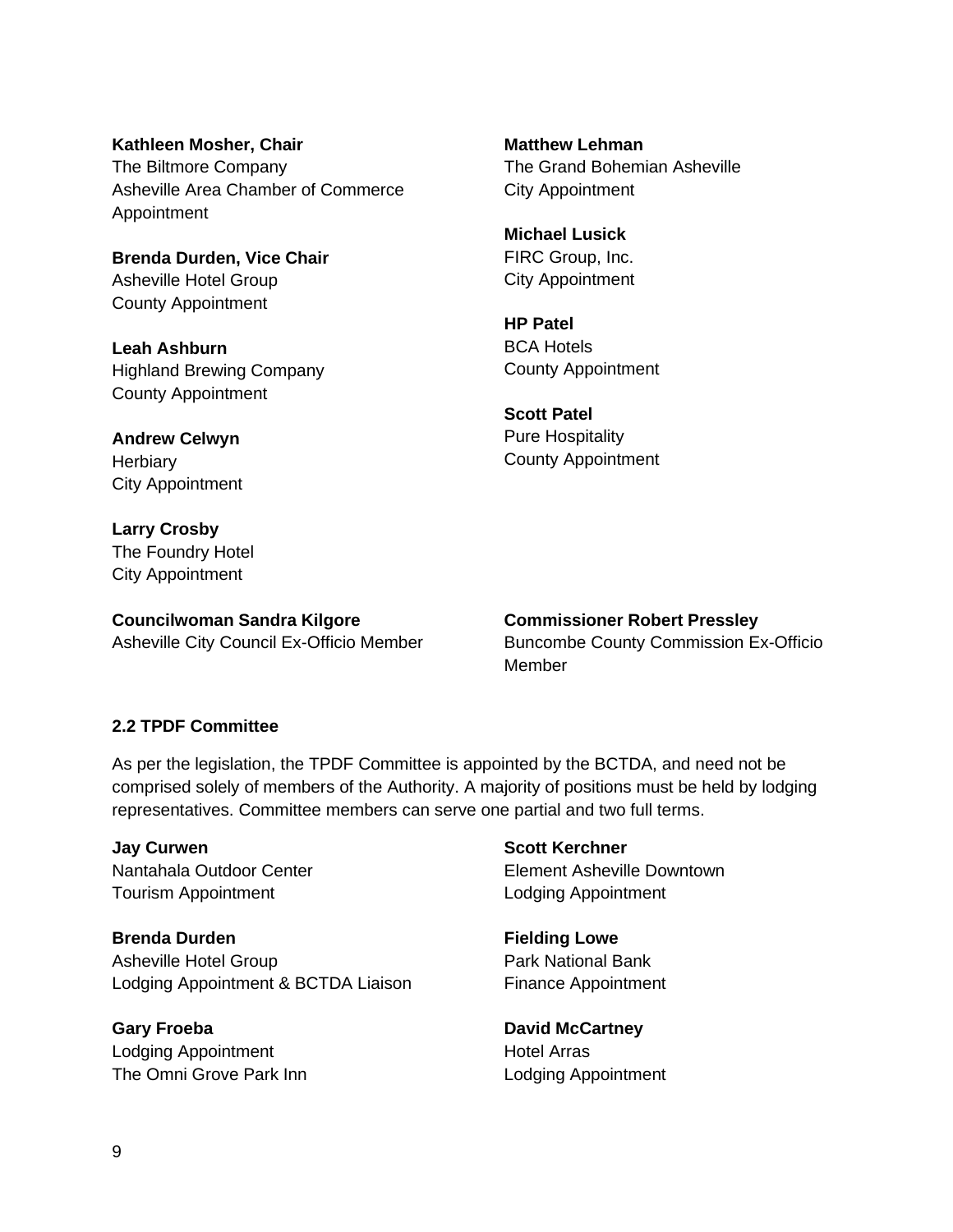**Kathleen Mosher, Chair**
The Biltmore Company
Asheville Area Chamber of Commerce Appointment

**Brenda Durden, Vice Chair**
Asheville Hotel Group
County Appointment

**Leah Ashburn**
Highland Brewing Company
County Appointment

**Andrew Celwyn**
Herbiary
City Appointment

**Larry Crosby**
The Foundry Hotel
City Appointment

**Matthew Lehman**
The Grand Bohemian Asheville
City Appointment

**Michael Lusick**
FIRC Group, Inc.
City Appointment

**HP Patel**
BCA Hotels
County Appointment

**Scott Patel**
Pure Hospitality
County Appointment

**Councilwoman Sandra Kilgore**
Asheville City Council Ex-Officio Member

**Commissioner Robert Pressley**
Buncombe County Commission Ex-Officio Member

### 2.2 TPDF Committee

As per the legislation, the TPDF Committee is appointed by the BCTDA, and need not be comprised solely of members of the Authority. A majority of positions must be held by lodging representatives. Committee members can serve one partial and two full terms.

**Jay Curwen**
Nantahala Outdoor Center
Tourism Appointment

**Brenda Durden**
Asheville Hotel Group
Lodging Appointment & BCTDA Liaison

**Gary Froeba**
Lodging Appointment
The Omni Grove Park Inn

**Scott Kerchner**
Element Asheville Downtown
Lodging Appointment

**Fielding Lowe**
Park National Bank
Finance Appointment

**David McCartney**
Hotel Arras
Lodging Appointment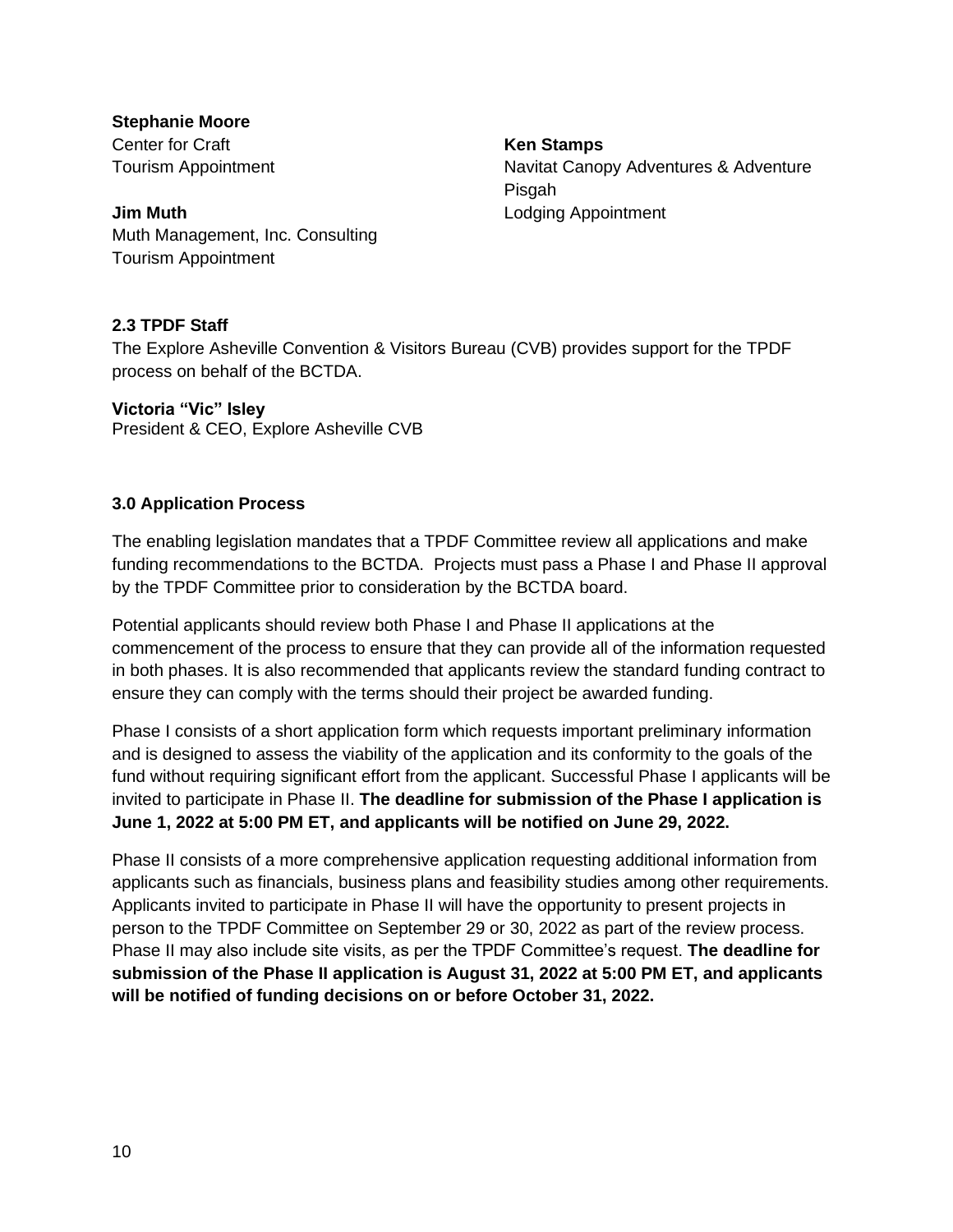**Stephanie Moore**
Center for Craft
Tourism Appointment

**Jim Muth**
Muth Management, Inc. Consulting
Tourism Appointment

**Ken Stamps**
Navitat Canopy Adventures & Adventure Pisgah
Lodging Appointment

**2.3 TPDF Staff**

The Explore Asheville Convention & Visitors Bureau (CVB) provides support for the TPDF process on behalf of the BCTDA.

**Victoria "Vic" Isley**
President & CEO, Explore Asheville CVB

**3.0 Application Process**

The enabling legislation mandates that a TPDF Committee review all applications and make funding recommendations to the BCTDA. Projects must pass a Phase I and Phase II approval by the TPDF Committee prior to consideration by the BCTDA board.

Potential applicants should review both Phase I and Phase II applications at the commencement of the process to ensure that they can provide all of the information requested in both phases. It is also recommended that applicants review the standard funding contract to ensure they can comply with the terms should their project be awarded funding.

Phase I consists of a short application form which requests important preliminary information and is designed to assess the viability of the application and its conformity to the goals of the fund without requiring significant effort from the applicant. Successful Phase I applicants will be invited to participate in Phase II. **The deadline for submission of the Phase I application is June 1, 2022 at 5:00 PM ET, and applicants will be notified on June 29, 2022.**

Phase II consists of a more comprehensive application requesting additional information from applicants such as financials, business plans and feasibility studies among other requirements. Applicants invited to participate in Phase II will have the opportunity to present projects in person to the TPDF Committee on September 29 or 30, 2022 as part of the review process. Phase II may also include site visits, as per the TPDF Committee's request. **The deadline for submission of the Phase II application is August 31, 2022 at 5:00 PM ET, and applicants will be notified of funding decisions on or before October 31, 2022.**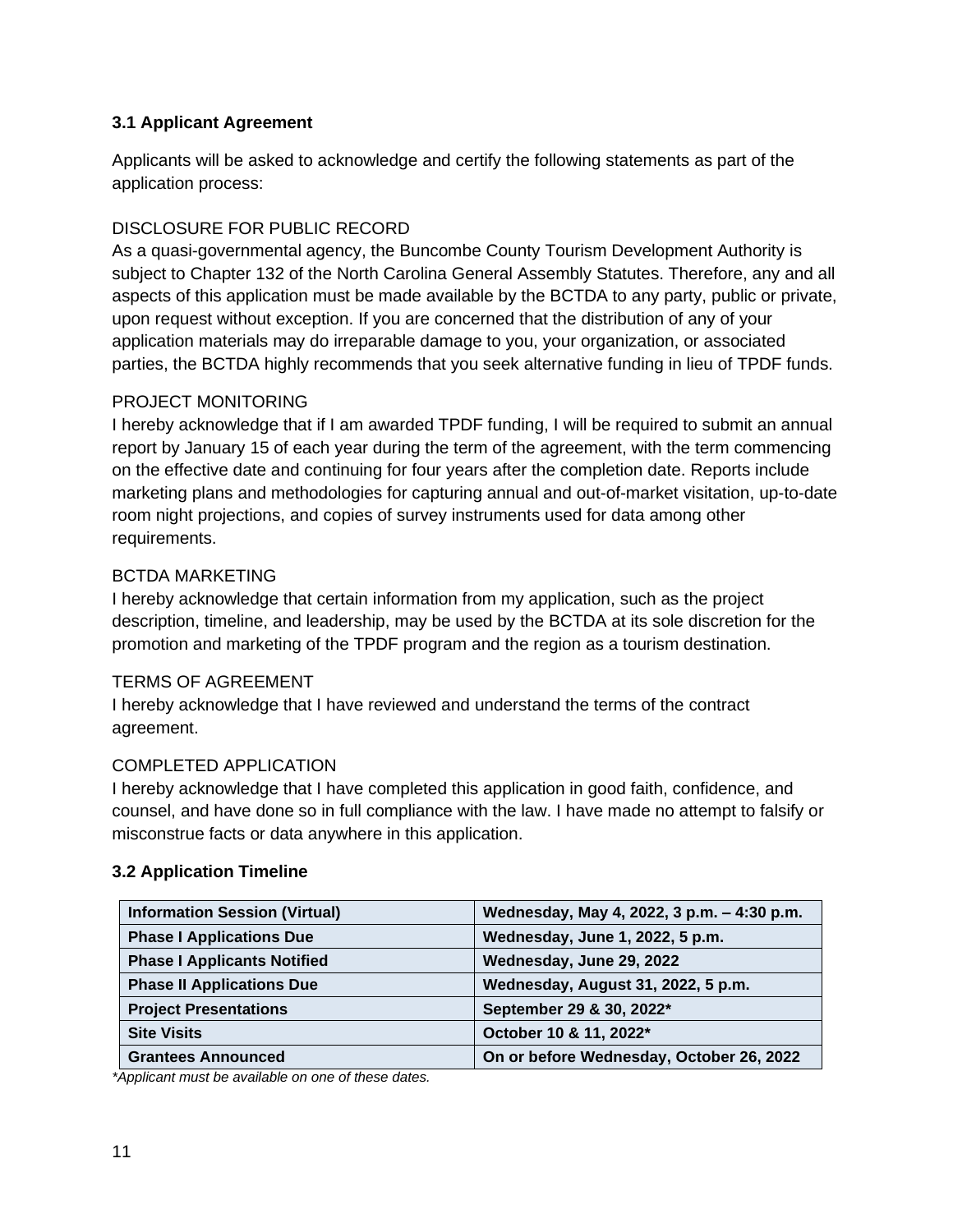### 3.1 Applicant Agreement

Applicants will be asked to acknowledge and certify the following statements as part of the application process:

DISCLOSURE FOR PUBLIC RECORD
As a quasi-governmental agency, the Buncombe County Tourism Development Authority is subject to Chapter 132 of the North Carolina General Assembly Statutes. Therefore, any and all aspects of this application must be made available by the BCTDA to any party, public or private, upon request without exception. If you are concerned that the distribution of any of your application materials may do irreparable damage to you, your organization, or associated parties, the BCTDA highly recommends that you seek alternative funding in lieu of TPDF funds.

PROJECT MONITORING
I hereby acknowledge that if I am awarded TPDF funding, I will be required to submit an annual report by January 15 of each year during the term of the agreement, with the term commencing on the effective date and continuing for four years after the completion date. Reports include marketing plans and methodologies for capturing annual and out-of-market visitation, up-to-date room night projections, and copies of survey instruments used for data among other requirements.

BCTDA MARKETING
I hereby acknowledge that certain information from my application, such as the project description, timeline, and leadership, may be used by the BCTDA at its sole discretion for the promotion and marketing of the TPDF program and the region as a tourism destination.

TERMS OF AGREEMENT
I hereby acknowledge that I have reviewed and understand the terms of the contract agreement.

COMPLETED APPLICATION
I hereby acknowledge that I have completed this application in good faith, confidence, and counsel, and have done so in full compliance with the law. I have made no attempt to falsify or misconstrue facts or data anywhere in this application.

### 3.2 Application Timeline

| | |
|---|---|
| **Information Session (Virtual)** | **Wednesday, May 4, 2022, 3 p.m. – 4:30 p.m.** |
| **Phase I Applications Due** | **Wednesday, June 1, 2022, 5 p.m.** |
| **Phase I Applicants Notified** | **Wednesday, June 29, 2022** |
| **Phase II Applications Due** | **Wednesday, August 31, 2022, 5 p.m.** |
| **Project Presentations** | **September 29 & 30, 2022*** |
| **Site Visits** | **October 10 & 11, 2022*** |
| **Grantees Announced** | **On or before Wednesday, October 26, 2022** |

*\*Applicant must be available on one of these dates.*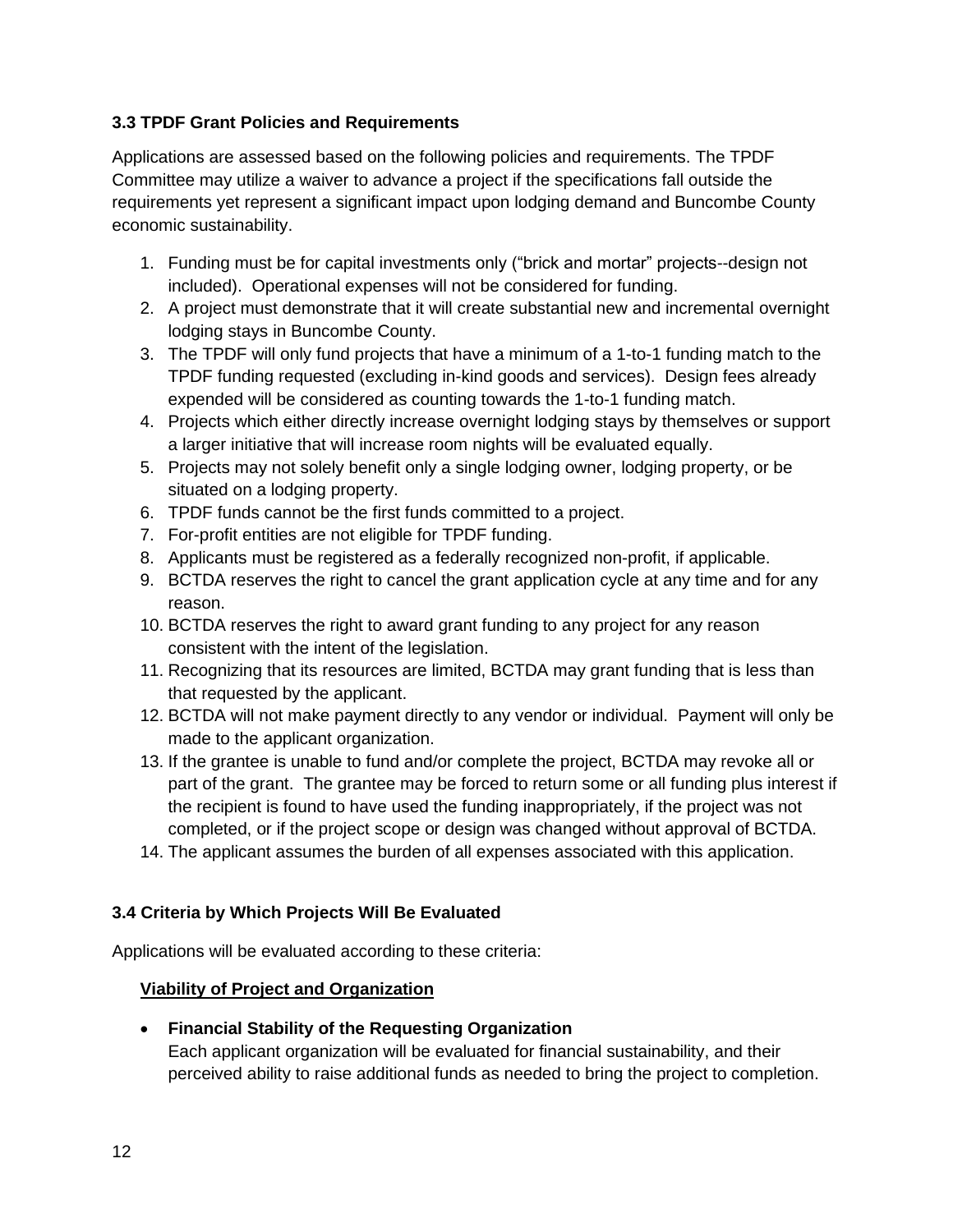### 3.3 TPDF Grant Policies and Requirements

Applications are assessed based on the following policies and requirements. The TPDF Committee may utilize a waiver to advance a project if the specifications fall outside the requirements yet represent a significant impact upon lodging demand and Buncombe County economic sustainability.

1. Funding must be for capital investments only ("brick and mortar" projects--design not included). Operational expenses will not be considered for funding.
2. A project must demonstrate that it will create substantial new and incremental overnight lodging stays in Buncombe County.
3. The TPDF will only fund projects that have a minimum of a 1-to-1 funding match to the TPDF funding requested (excluding in-kind goods and services). Design fees already expended will be considered as counting towards the 1-to-1 funding match.
4. Projects which either directly increase overnight lodging stays by themselves or support a larger initiative that will increase room nights will be evaluated equally.
5. Projects may not solely benefit only a single lodging owner, lodging property, or be situated on a lodging property.
6. TPDF funds cannot be the first funds committed to a project.
7. For-profit entities are not eligible for TPDF funding.
8. Applicants must be registered as a federally recognized non-profit, if applicable.
9. BCTDA reserves the right to cancel the grant application cycle at any time and for any reason.
10. BCTDA reserves the right to award grant funding to any project for any reason consistent with the intent of the legislation.
11. Recognizing that its resources are limited, BCTDA may grant funding that is less than that requested by the applicant.
12. BCTDA will not make payment directly to any vendor or individual. Payment will only be made to the applicant organization.
13. If the grantee is unable to fund and/or complete the project, BCTDA may revoke all or part of the grant. The grantee may be forced to return some or all funding plus interest if the recipient is found to have used the funding inappropriately, if the project was not completed, or if the project scope or design was changed without approval of BCTDA.
14. The applicant assumes the burden of all expenses associated with this application.

### 3.4 Criteria by Which Projects Will Be Evaluated

Applications will be evaluated according to these criteria:

**Viability of Project and Organization**

- **Financial Stability of the Requesting Organization**
  Each applicant organization will be evaluated for financial sustainability, and their perceived ability to raise additional funds as needed to bring the project to completion.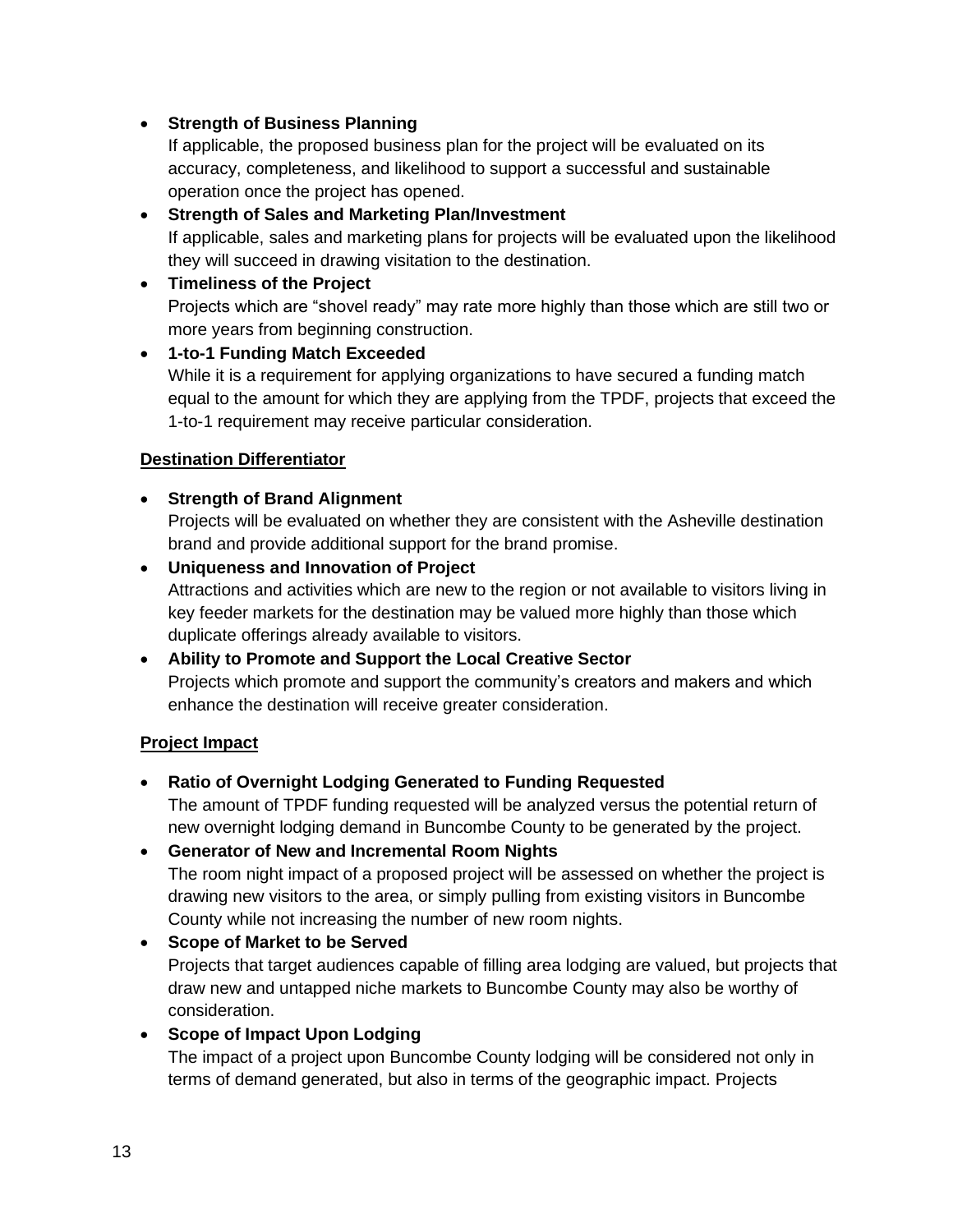- **Strength of Business Planning**
  If applicable, the proposed business plan for the project will be evaluated on its accuracy, completeness, and likelihood to support a successful and sustainable operation once the project has opened.
- **Strength of Sales and Marketing Plan/Investment**
  If applicable, sales and marketing plans for projects will be evaluated upon the likelihood they will succeed in drawing visitation to the destination.
- **Timeliness of the Project**
  Projects which are "shovel ready" may rate more highly than those which are still two or more years from beginning construction.
- **1-to-1 Funding Match Exceeded**
  While it is a requirement for applying organizations to have secured a funding match equal to the amount for which they are applying from the TPDF, projects that exceed the 1-to-1 requirement may receive particular consideration.

<u>**Destination Differentiator**</u>

- **Strength of Brand Alignment**
  Projects will be evaluated on whether they are consistent with the Asheville destination brand and provide additional support for the brand promise.
- **Uniqueness and Innovation of Project**
  Attractions and activities which are new to the region or not available to visitors living in key feeder markets for the destination may be valued more highly than those which duplicate offerings already available to visitors.
- **Ability to Promote and Support the Local Creative Sector**
  Projects which promote and support the community's creators and makers and which enhance the destination will receive greater consideration.

<u>**Project Impact**</u>

- **Ratio of Overnight Lodging Generated to Funding Requested**
  The amount of TPDF funding requested will be analyzed versus the potential return of new overnight lodging demand in Buncombe County to be generated by the project.
- **Generator of New and Incremental Room Nights**
  The room night impact of a proposed project will be assessed on whether the project is drawing new visitors to the area, or simply pulling from existing visitors in Buncombe County while not increasing the number of new room nights.
- **Scope of Market to be Served**
  Projects that target audiences capable of filling area lodging are valued, but projects that draw new and untapped niche markets to Buncombe County may also be worthy of consideration.
- **Scope of Impact Upon Lodging**
  The impact of a project upon Buncombe County lodging will be considered not only in terms of demand generated, but also in terms of the geographic impact. Projects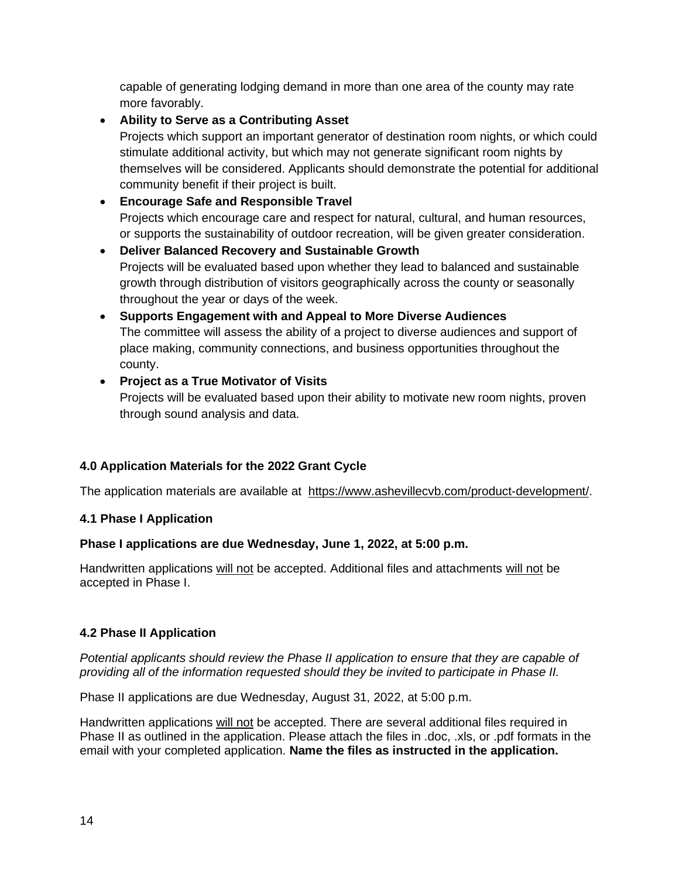capable of generating lodging demand in more than one area of the county may rate more favorably.

- **Ability to Serve as a Contributing Asset**
  Projects which support an important generator of destination room nights, or which could stimulate additional activity, but which may not generate significant room nights by themselves will be considered. Applicants should demonstrate the potential for additional community benefit if their project is built.
- **Encourage Safe and Responsible Travel**
  Projects which encourage care and respect for natural, cultural, and human resources, or supports the sustainability of outdoor recreation, will be given greater consideration.
- **Deliver Balanced Recovery and Sustainable Growth**
  Projects will be evaluated based upon whether they lead to balanced and sustainable growth through distribution of visitors geographically across the county or seasonally throughout the year or days of the week.
- **Supports Engagement with and Appeal to More Diverse Audiences**
  The committee will assess the ability of a project to diverse audiences and support of place making, community connections, and business opportunities throughout the county.
- **Project as a True Motivator of Visits**
  Projects will be evaluated based upon their ability to motivate new room nights, proven through sound analysis and data.

### 4.0 Application Materials for the 2022 Grant Cycle

The application materials are available at https://www.ashevillecvb.com/product-development/.

### 4.1 Phase I Application

**Phase I applications are due Wednesday, June 1, 2022, at 5:00 p.m.**

Handwritten applications will not be accepted. Additional files and attachments will not be accepted in Phase I.

### 4.2 Phase II Application

*Potential applicants should review the Phase II application to ensure that they are capable of providing all of the information requested should they be invited to participate in Phase II.*

Phase II applications are due Wednesday, August 31, 2022, at 5:00 p.m.

Handwritten applications will not be accepted. There are several additional files required in Phase II as outlined in the application. Please attach the files in .doc, .xls, or .pdf formats in the email with your completed application. **Name the files as instructed in the application.**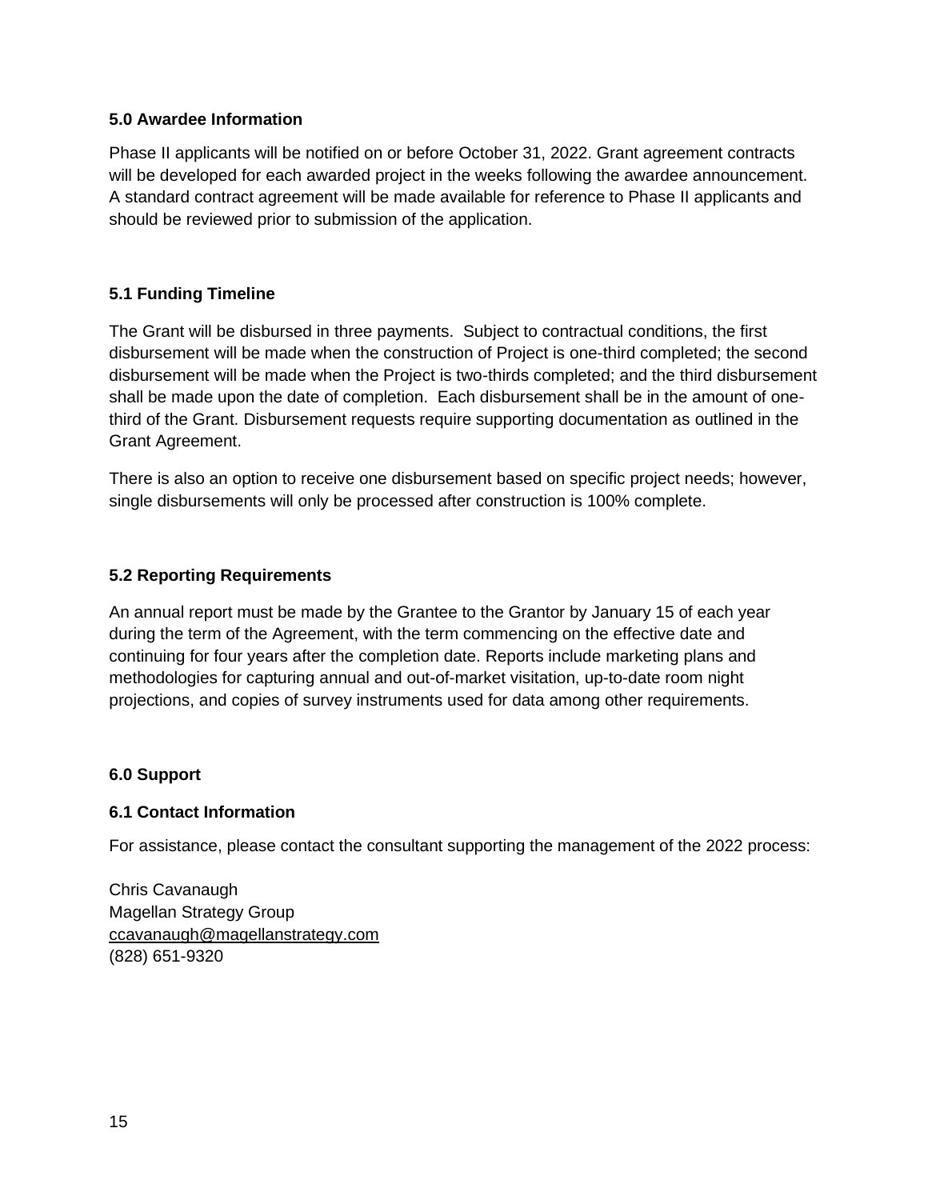## 5.0 Awardee Information

Phase II applicants will be notified on or before October 31, 2022. Grant agreement contracts will be developed for each awarded project in the weeks following the awardee announcement. A standard contract agreement will be made available for reference to Phase II applicants and should be reviewed prior to submission of the application.

### 5.1 Funding Timeline

The Grant will be disbursed in three payments. Subject to contractual conditions, the first disbursement will be made when the construction of Project is one-third completed; the second disbursement will be made when the Project is two-thirds completed; and the third disbursement shall be made upon the date of completion. Each disbursement shall be in the amount of one-third of the Grant. Disbursement requests require supporting documentation as outlined in the Grant Agreement.

There is also an option to receive one disbursement based on specific project needs; however, single disbursements will only be processed after construction is 100% complete.

### 5.2 Reporting Requirements

An annual report must be made by the Grantee to the Grantor by January 15 of each year during the term of the Agreement, with the term commencing on the effective date and continuing for four years after the completion date. Reports include marketing plans and methodologies for capturing annual and out-of-market visitation, up-to-date room night projections, and copies of survey instruments used for data among other requirements.

## 6.0 Support

### 6.1 Contact Information

For assistance, please contact the consultant supporting the management of the 2022 process:

Chris Cavanaugh
Magellan Strategy Group
ccavanaugh@magellanstrategy.com
(828) 651-9320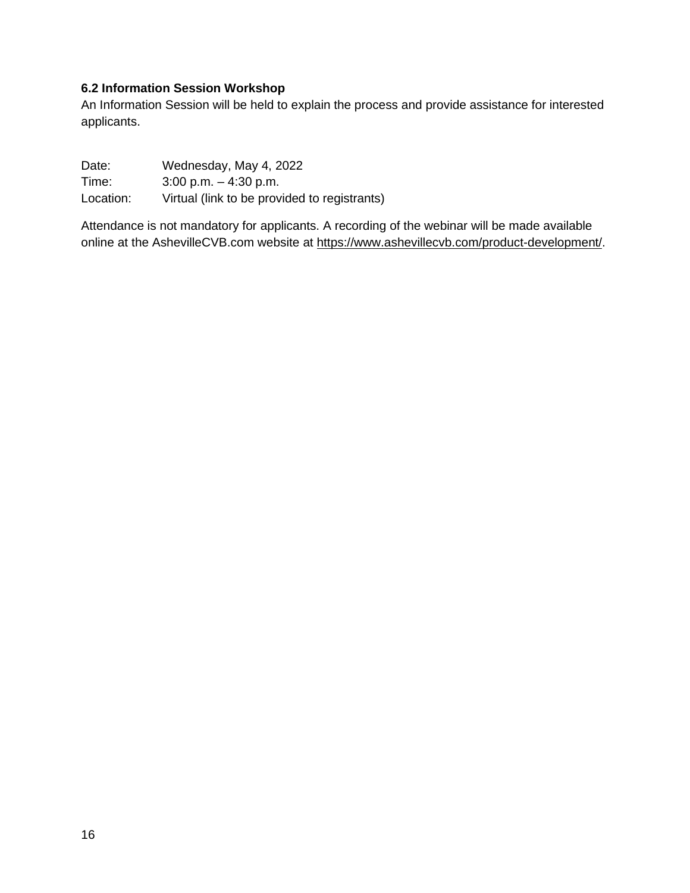### 6.2 Information Session Workshop

An Information Session will be held to explain the process and provide assistance for interested applicants.

Date: Wednesday, May 4, 2022
Time: 3:00 p.m. – 4:30 p.m.
Location: Virtual (link to be provided to registrants)

Attendance is not mandatory for applicants. A recording of the webinar will be made available online at the AshevilleCVB.com website at https://www.ashevillecvb.com/product-development/.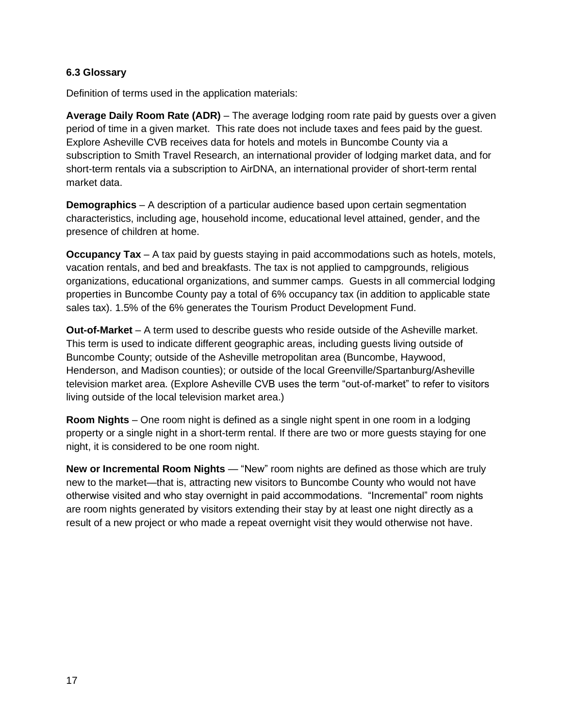### 6.3 Glossary

Definition of terms used in the application materials:

**Average Daily Room Rate (ADR)** – The average lodging room rate paid by guests over a given period of time in a given market. This rate does not include taxes and fees paid by the guest. Explore Asheville CVB receives data for hotels and motels in Buncombe County via a subscription to Smith Travel Research, an international provider of lodging market data, and for short-term rentals via a subscription to AirDNA, an international provider of short-term rental market data.

**Demographics** – A description of a particular audience based upon certain segmentation characteristics, including age, household income, educational level attained, gender, and the presence of children at home.

**Occupancy Tax** – A tax paid by guests staying in paid accommodations such as hotels, motels, vacation rentals, and bed and breakfasts. The tax is not applied to campgrounds, religious organizations, educational organizations, and summer camps. Guests in all commercial lodging properties in Buncombe County pay a total of 6% occupancy tax (in addition to applicable state sales tax). 1.5% of the 6% generates the Tourism Product Development Fund.

**Out-of-Market** – A term used to describe guests who reside outside of the Asheville market. This term is used to indicate different geographic areas, including guests living outside of Buncombe County; outside of the Asheville metropolitan area (Buncombe, Haywood, Henderson, and Madison counties); or outside of the local Greenville/Spartanburg/Asheville television market area. (Explore Asheville CVB uses the term "out-of-market" to refer to visitors living outside of the local television market area.)

**Room Nights** – One room night is defined as a single night spent in one room in a lodging property or a single night in a short-term rental. If there are two or more guests staying for one night, it is considered to be one room night.

**New or Incremental Room Nights** — "New" room nights are defined as those which are truly new to the market—that is, attracting new visitors to Buncombe County who would not have otherwise visited and who stay overnight in paid accommodations. "Incremental" room nights are room nights generated by visitors extending their stay by at least one night directly as a result of a new project or who made a repeat overnight visit they would otherwise not have.